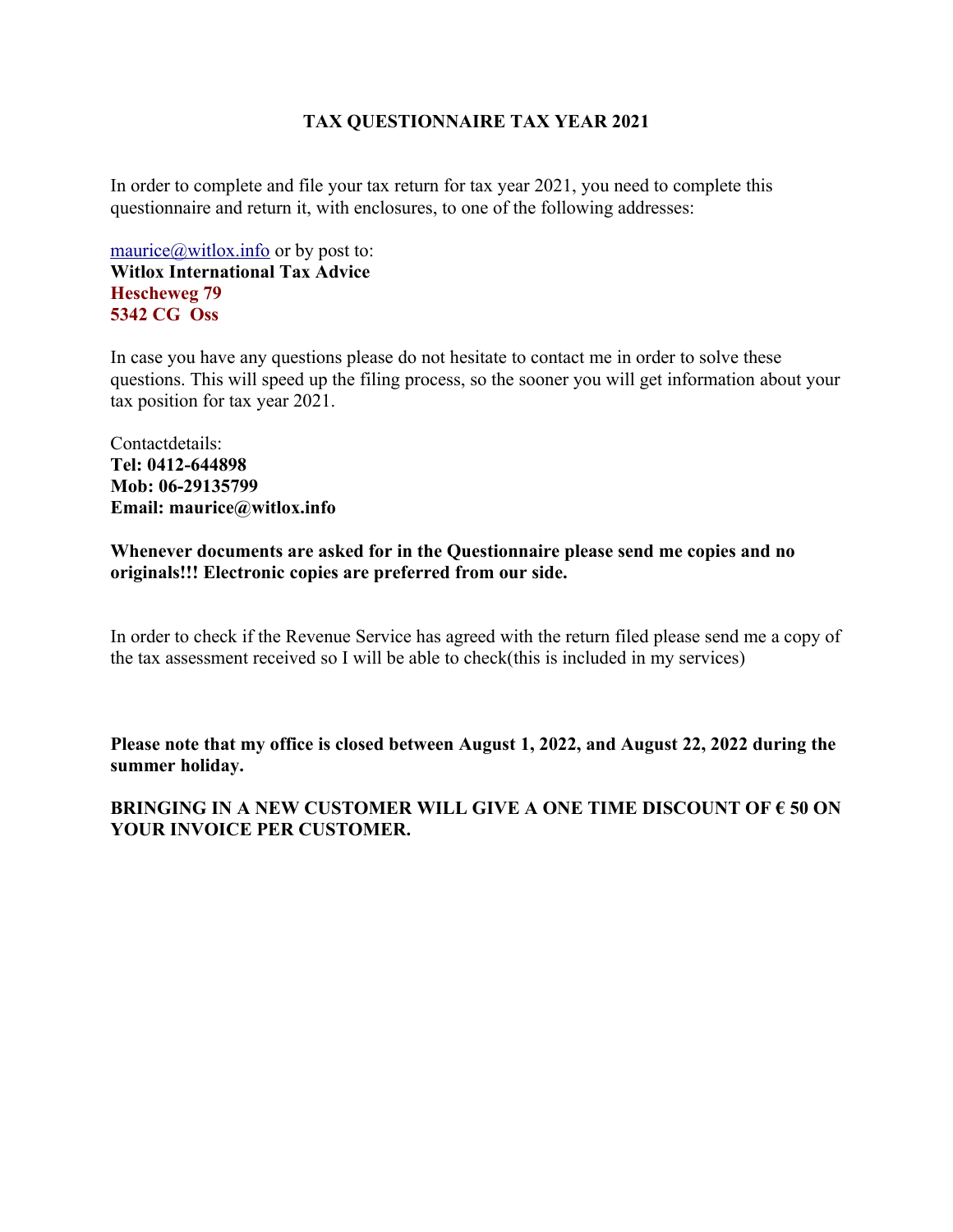# TAX QUESTIONNAIRE TAX YEAR 2021

In order to complete and file your tax return for tax year 2021, you need to complete this questionnaire and return it, with enclosures, to one of the following addresses:

maurice@witlox.info or by post to:
**Witlox International Tax Advice**
**Hescheweg 79**
**5342 CG  Oss**

In case you have any questions please do not hesitate to contact me in order to solve these questions. This will speed up the filing process, so the sooner you will get information about your tax position for tax year 2021.

Contactdetails:
**Tel: 0412-644898**
**Mob: 06-29135799**
**Email: maurice@witlox.info**

**Whenever documents are asked for in the Questionnaire please send me copies and no originals!!! Electronic copies are preferred from our side.**

In order to check if the Revenue Service has agreed with the return filed please send me a copy of the tax assessment received so I will be able to check(this is included in my services)

**Please note that my office is closed between August 1, 2022, and August 22, 2022 during the summer holiday.**

**BRINGING IN A NEW CUSTOMER WILL GIVE A ONE TIME DISCOUNT OF € 50 ON YOUR INVOICE PER CUSTOMER.**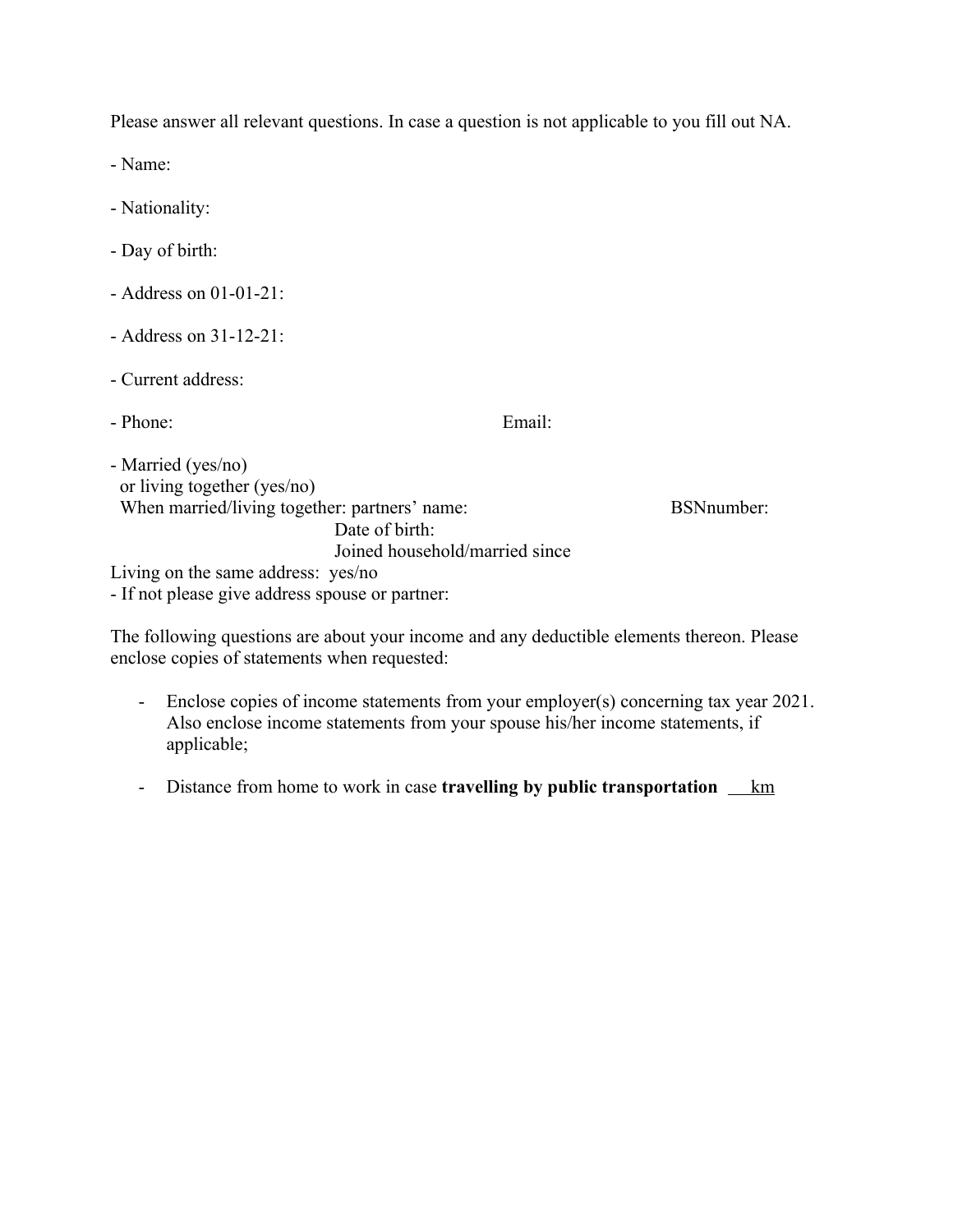Please answer all relevant questions. In case a question is not applicable to you fill out NA.

- Name:

- Nationality:

- Day of birth:

- Address on 01-01-21:

- Address on 31-12-21:

- Current address:

- Phone: Email:

- Married (yes/no)
  or living together (yes/no)
  When married/living together: partners' name: BSNnumber:
  Date of birth:
  Joined household/married since

Living on the same address: yes/no

- If not please give address spouse or partner:

The following questions are about your income and any deductible elements thereon. Please enclose copies of statements when requested:

- Enclose copies of income statements from your employer(s) concerning tax year 2021. Also enclose income statements from your spouse his/her income statements, if applicable;

- Distance from home to work in case **travelling by public transportation** ___ km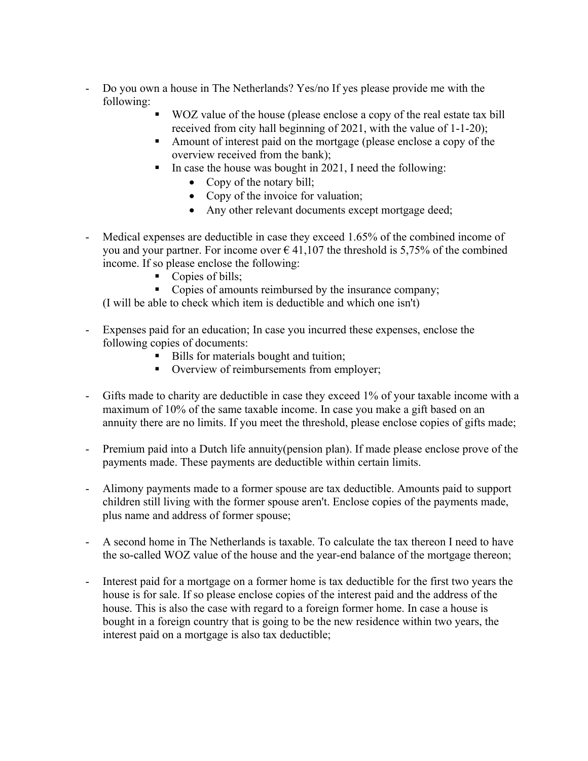- Do you own a house in The Netherlands? Yes/no If yes please provide me with the following:
    - WOZ value of the house (please enclose a copy of the real estate tax bill received from city hall beginning of 2021, with the value of 1-1-20);
    - Amount of interest paid on the mortgage (please enclose a copy of the overview received from the bank);
    - In case the house was bought in 2021, I need the following:
        - Copy of the notary bill;
        - Copy of the invoice for valuation;
        - Any other relevant documents except mortgage deed;

- Medical expenses are deductible in case they exceed 1.65% of the combined income of you and your partner. For income over € 41,107 the threshold is 5,75% of the combined income. If so please enclose the following:
    - Copies of bills;
    - Copies of amounts reimbursed by the insurance company;

  (I will be able to check which item is deductible and which one isn't)

- Expenses paid for an education; In case you incurred these expenses, enclose the following copies of documents:
    - Bills for materials bought and tuition;
    - Overview of reimbursements from employer;

- Gifts made to charity are deductible in case they exceed 1% of your taxable income with a maximum of 10% of the same taxable income. In case you make a gift based on an annuity there are no limits. If you meet the threshold, please enclose copies of gifts made;

- Premium paid into a Dutch life annuity(pension plan). If made please enclose prove of the payments made. These payments are deductible within certain limits.

- Alimony payments made to a former spouse are tax deductible. Amounts paid to support children still living with the former spouse aren't. Enclose copies of the payments made, plus name and address of former spouse;

- A second home in The Netherlands is taxable. To calculate the tax thereon I need to have the so-called WOZ value of the house and the year-end balance of the mortgage thereon;

- Interest paid for a mortgage on a former home is tax deductible for the first two years the house is for sale. If so please enclose copies of the interest paid and the address of the house. This is also the case with regard to a foreign former home. In case a house is bought in a foreign country that is going to be the new residence within two years, the interest paid on a mortgage is also tax deductible;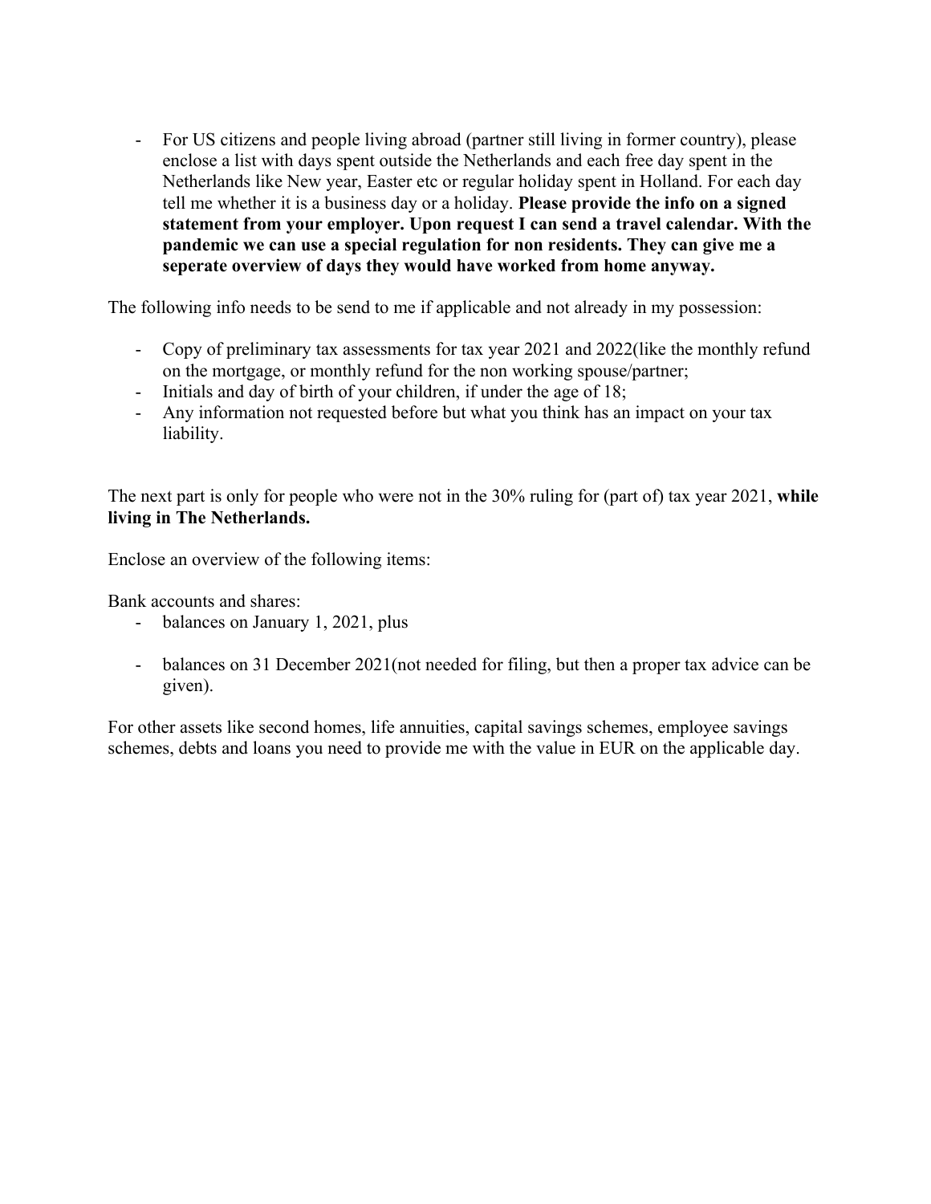- For US citizens and people living abroad (partner still living in former country), please enclose a list with days spent outside the Netherlands and each free day spent in the Netherlands like New year, Easter etc or regular holiday spent in Holland. For each day tell me whether it is a business day or a holiday. **Please provide the info on a signed statement from your employer. Upon request I can send a travel calendar. With the pandemic we can use a special regulation for non residents. They can give me a seperate overview of days they would have worked from home anyway.**

The following info needs to be send to me if applicable and not already in my possession:

- Copy of preliminary tax assessments for tax year 2021 and 2022(like the monthly refund on the mortgage, or monthly refund for the non working spouse/partner;
- Initials and day of birth of your children, if under the age of 18;
- Any information not requested before but what you think has an impact on your tax liability.

The next part is only for people who were not in the 30% ruling for (part of) tax year 2021, **while living in The Netherlands.**

Enclose an overview of the following items:

Bank accounts and shares:

- balances on January 1, 2021, plus
- balances on 31 December 2021(not needed for filing, but then a proper tax advice can be given).

For other assets like second homes, life annuities, capital savings schemes, employee savings schemes, debts and loans you need to provide me with the value in EUR on the applicable day.